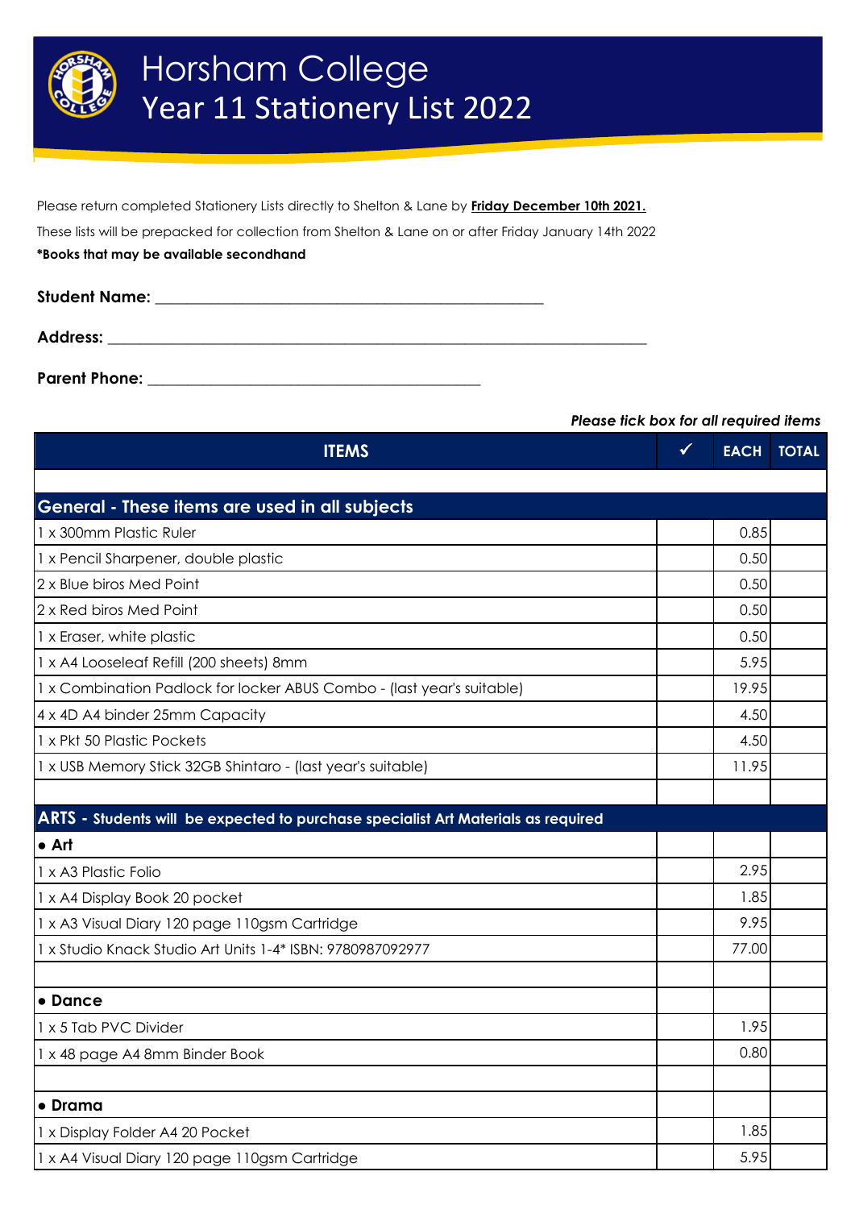# Horsham College
## Year 11 Stationery List 2022

Please return completed Stationery Lists directly to Shelton & Lane by **Friday December 10th 2021.**

These lists will be prepacked for collection from Shelton & Lane on or after Friday January 14th 2022

***Books that may be available secondhand**

**Student Name:** ___________________________________________

**Address:** ______________________________________________________________

**Parent Phone:** _____________________________________

*Please tick box for all required items*

| ITEMS | ✓ | EACH | TOTAL |
|---|---|---|---|
| | | | |
| **General - These items are used in all subjects** | | | |
| 1 x 300mm Plastic Ruler | | 0.85 | |
| 1 x Pencil Sharpener, double plastic | | 0.50 | |
| 2 x Blue biros Med Point | | 0.50 | |
| 2 x Red biros Med Point | | 0.50 | |
| 1 x Eraser, white plastic | | 0.50 | |
| 1 x A4 Looseleaf Refill (200 sheets) 8mm | | 5.95 | |
| 1 x Combination Padlock for locker ABUS Combo - (last year's suitable) | | 19.95 | |
| 4 x 4D A4 binder 25mm Capacity | | 4.50 | |
| 1 x Pkt 50 Plastic Pockets | | 4.50 | |
| 1 x USB Memory Stick 32GB Shintaro - (last year's suitable) | | 11.95 | |
| | | | |
| **ARTS - Students will be expected to purchase specialist Art Materials as required** | | | |
| **• Art** | | | |
| 1 x A3 Plastic Folio | | 2.95 | |
| 1 x A4 Display Book 20 pocket | | 1.85 | |
| 1 x A3 Visual Diary 120 page 110gsm Cartridge | | 9.95 | |
| 1 x Studio Knack Studio Art Units 1-4* ISBN: 9780987092977 | | 77.00 | |
| | | | |
| **• Dance** | | | |
| 1 x 5 Tab PVC Divider | | 1.95 | |
| 1 x 48 page A4 8mm Binder Book | | 0.80 | |
| | | | |
| **• Drama** | | | |
| 1 x Display Folder A4 20 Pocket | | 1.85 | |
| 1 x A4 Visual Diary 120 page 110gsm Cartridge | | 5.95 | |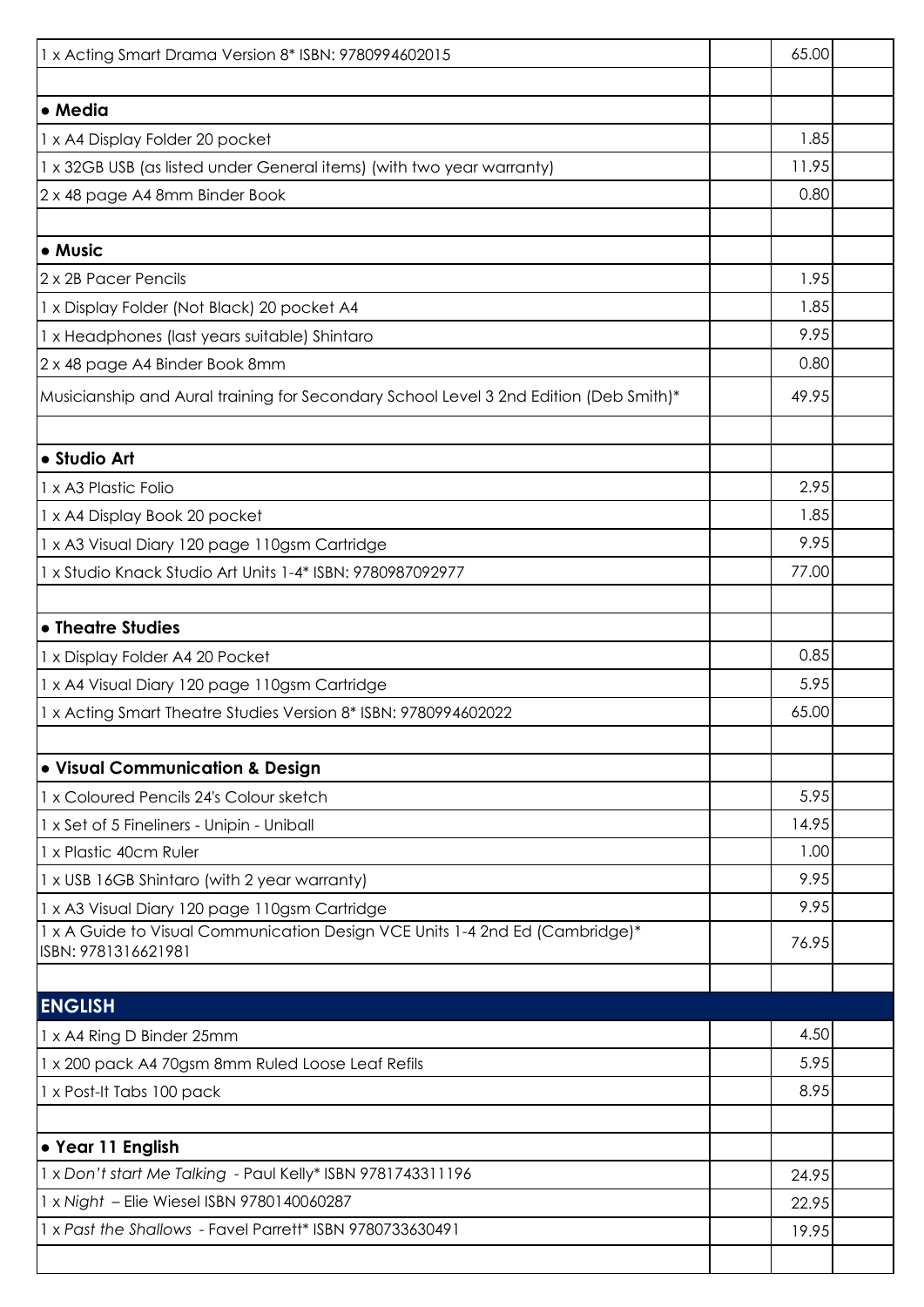| | | | |
|---|---|---|---|
| 1 x Acting Smart Drama Version 8* ISBN: 9780994602015 | | 65.00 | |
| | | | |
| **• Media** | | | |
| 1 x A4 Display Folder 20 pocket | | 1.85 | |
| 1 x 32GB USB (as listed under General items) (with two year warranty) | | 11.95 | |
| 2 x 48 page A4 8mm Binder Book | | 0.80 | |
| | | | |
| **• Music** | | | |
| 2 x 2B Pacer Pencils | | 1.95 | |
| 1 x Display Folder (Not Black) 20 pocket A4 | | 1.85 | |
| 1 x Headphones (last years suitable) Shintaro | | 9.95 | |
| 2 x 48 page A4 Binder Book 8mm | | 0.80 | |
| Musicianship and Aural training for Secondary School Level 3 2nd Edition (Deb Smith)* | | 49.95 | |
| | | | |
| **• Studio Art** | | | |
| 1 x A3 Plastic Folio | | 2.95 | |
| 1 x A4 Display Book 20 pocket | | 1.85 | |
| 1 x A3 Visual Diary 120 page 110gsm Cartridge | | 9.95 | |
| 1 x Studio Knack Studio Art Units 1-4* ISBN: 9780987092977 | | 77.00 | |
| | | | |
| **• Theatre Studies** | | | |
| 1 x Display Folder A4 20 Pocket | | 0.85 | |
| 1 x A4 Visual Diary 120 page 110gsm Cartridge | | 5.95 | |
| 1 x Acting Smart Theatre Studies Version 8* ISBN: 9780994602022 | | 65.00 | |
| | | | |
| **• Visual Communication & Design** | | | |
| 1 x Coloured Pencils 24's Colour sketch | | 5.95 | |
| 1 x Set of 5 Fineliners - Unipin - Uniball | | 14.95 | |
| 1 x Plastic 40cm Ruler | | 1.00 | |
| 1 x USB 16GB Shintaro (with 2 year warranty) | | 9.95 | |
| 1 x A3 Visual Diary 120 page 110gsm Cartridge | | 9.95 | |
| 1 x A Guide to Visual Communication Design VCE Units 1-4 2nd Ed (Cambridge)* ISBN: 9781316621981 | | 76.95 | |
| | | | |
| **ENGLISH** | | | |
| 1 x A4 Ring D Binder 25mm | | 4.50 | |
| 1 x 200 pack A4 70gsm 8mm Ruled Loose Leaf Refils | | 5.95 | |
| 1 x Post-It Tabs 100 pack | | 8.95 | |
| | | | |
| **• Year 11 English** | | | |
| 1 x *Don't start Me Talking* - Paul Kelly* ISBN 9781743311196 | | 24.95 | |
| 1 x *Night* – Elie Wiesel ISBN 9780140060287 | | 22.95 | |
| 1 x *Past the Shallows* - Favel Parrett* ISBN 9780733630491 | | 19.95 | |
| | | | |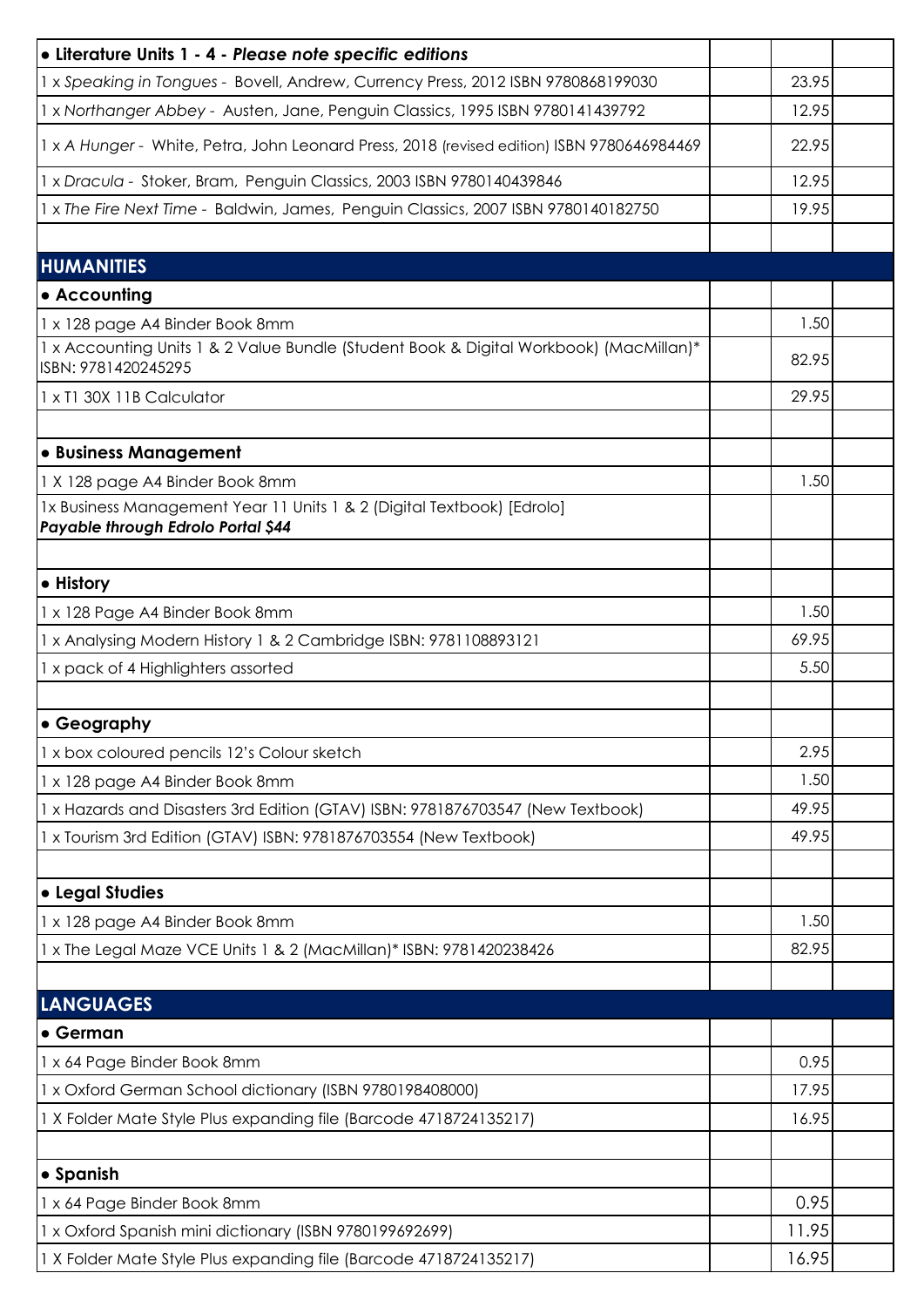| ● **Literature Units 1 - 4 - *Please note specific editions*** | | | |
|---|---|---|---|
| 1 x *Speaking in Tongues* - Bovell, Andrew, Currency Press, 2012 ISBN 9780868199030 | | 23.95 | |
| 1 x *Northanger Abbey* - Austen, Jane, Penguin Classics, 1995 ISBN 9780141439792 | | 12.95 | |
| 1 x *A Hunger* - White, Petra, John Leonard Press, 2018 (revised edition) ISBN 9780646984469 | | 22.95 | |
| 1 x *Dracula* - Stoker, Bram, Penguin Classics, 2003 ISBN 9780140439846 | | 12.95 | |
| 1 x *The Fire Next Time* - Baldwin, James, Penguin Classics, 2007 ISBN 9780140182750 | | 19.95 | |
| | | | |
| **HUMANITIES** | | | |
| ● **Accounting** | | | |
| 1 x 128 page A4 Binder Book 8mm | | 1.50 | |
| 1 x Accounting Units 1 & 2 Value Bundle (Student Book & Digital Workbook) (MacMillan)* ISBN: 9781420245295 | | 82.95 | |
| 1 x TI 30X 11B Calculator | | 29.95 | |
| | | | |
| ● **Business Management** | | | |
| 1 X 128 page A4 Binder Book 8mm | | 1.50 | |
| 1x Business Management Year 11 Units 1 & 2 (Digital Textbook) [Edrolo] ***Payable through Edrolo Portal $44*** | | | |
| | | | |
| ● **History** | | | |
| 1 x 128 Page A4 Binder Book 8mm | | 1.50 | |
| 1 x Analysing Modern History 1 & 2 Cambridge ISBN: 9781108893121 | | 69.95 | |
| 1 x pack of 4 Highlighters assorted | | 5.50 | |
| | | | |
| ● **Geography** | | | |
| 1 x box coloured pencils 12's Colour sketch | | 2.95 | |
| 1 x 128 page A4 Binder Book 8mm | | 1.50 | |
| 1 x Hazards and Disasters 3rd Edition (GTAV) ISBN: 9781876703547 (New Textbook) | | 49.95 | |
| 1 x Tourism 3rd Edition (GTAV) ISBN: 9781876703554 (New Textbook) | | 49.95 | |
| | | | |
| ● **Legal Studies** | | | |
| 1 x 128 page A4 Binder Book 8mm | | 1.50 | |
| 1 x The Legal Maze VCE Units 1 & 2 (MacMillan)* ISBN: 9781420238426 | | 82.95 | |
| | | | |
| **LANGUAGES** | | | |
| ● **German** | | | |
| 1 x 64 Page Binder Book 8mm | | 0.95 | |
| 1 x Oxford German School dictionary (ISBN 9780198408000) | | 17.95 | |
| 1 X Folder Mate Style Plus expanding file (Barcode 4718724135217) | | 16.95 | |
| | | | |
| ● **Spanish** | | | |
| 1 x 64 Page Binder Book 8mm | | 0.95 | |
| 1 x Oxford Spanish mini dictionary (ISBN 9780199692699) | | 11.95 | |
| 1 X Folder Mate Style Plus expanding file (Barcode 4718724135217) | | 16.95 | |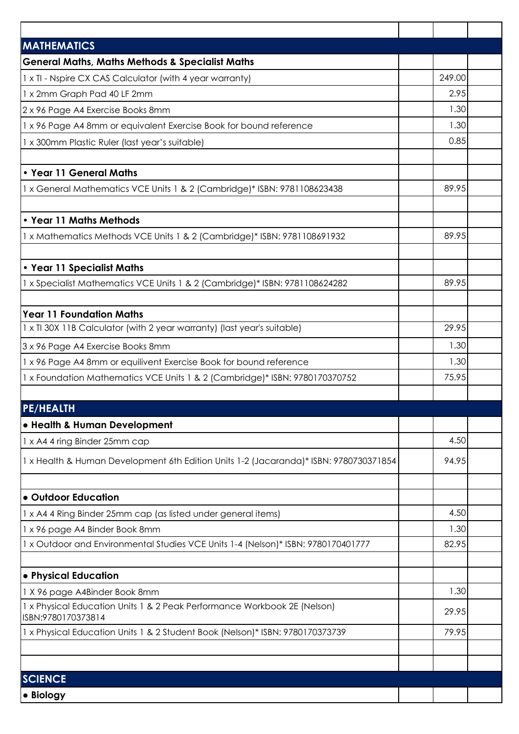| | | | |
|---|---|---|---|
| **MATHEMATICS** | | | |
| **General Maths, Maths Methods & Specialist Maths** | | | |
| 1 x TI - Nspire CX CAS Calculator (with 4 year warranty) | | 249.00 | |
| 1 x 2mm Graph Pad 40 LF 2mm | | 2.95 | |
| 2 x 96 Page A4 Exercise Books 8mm | | 1.30 | |
| 1 x 96 Page A4 8mm or equivalent Exercise Book for bound reference | | 1.30 | |
| 1 x 300mm Plastic Ruler (last year's suitable) | | 0.85 | |
| | | | |
| **• Year 11 General Maths** | | | |
| 1 x General Mathematics VCE Units 1 & 2 (Cambridge)* ISBN: 9781108623438 | | 89.95 | |
| | | | |
| **• Year 11 Maths Methods** | | | |
| 1 x Mathematics Methods VCE Units 1 & 2 (Cambridge)* ISBN: 9781108691932 | | 89.95 | |
| | | | |
| **• Year 11 Specialist Maths** | | | |
| 1 x Specialist Mathematics VCE Units 1 & 2 (Cambridge)* ISBN: 9781108624282 | | 89.95 | |
| | | | |
| **Year 11 Foundation Maths** | | | |
| 1 x TI 30X 11B Calculator (with 2 year warranty) (last year's suitable) | | 29.95 | |
| 3 x 96 Page A4 Exercise Books 8mm | | 1.30 | |
| 1 x 96 Page A4 8mm or equilivent Exercise Book for bound reference | | 1.30 | |
| 1 x Foundation Mathematics VCE Units 1 & 2 (Cambridge)* ISBN: 9780170370752 | | 75.95 | |
| | | | |
| **PE/HEALTH** | | | |
| **• Health & Human Development** | | | |
| 1 x A4 4 ring Binder 25mm cap | | 4.50 | |
| 1 x Health & Human Development 6th Edition Units 1-2 (Jacaranda)* ISBN: 9780730371854 | | 94.95 | |
| | | | |
| **• Outdoor Education** | | | |
| 1 x A4 4 Ring Binder 25mm cap (as listed under general items) | | 4.50 | |
| 1 x 96 page A4 Binder Book 8mm | | 1.30 | |
| 1 x Outdoor and Environmental Studies VCE Units 1-4 (Nelson)* ISBN: 9780170401777 | | 82.95 | |
| | | | |
| **• Physical Education** | | | |
| 1 X 96 page A4Binder Book 8mm | | 1.30 | |
| 1 x Physical Education Units 1 & 2 Peak Performance Workbook 2E (Nelson) ISBN:9780170373814 | | 29.95 | |
| 1 x Physical Education Units 1 & 2 Student Book (Nelson)* ISBN: 9780170373739 | | 79.95 | |
| | | | |
| | | | |
| **SCIENCE** | | | |
| **• Biology** | | | |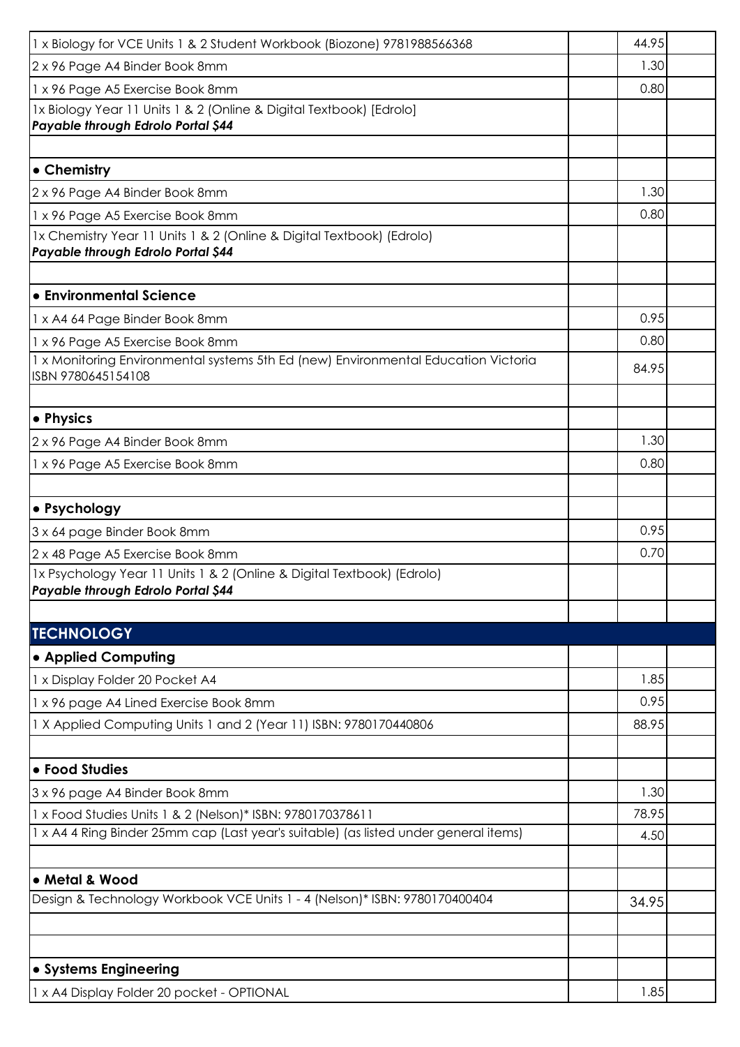| | | | |
|---|---|---|---|
| 1 x Biology for VCE Units 1 & 2 Student Workbook (Biozone) 9781988566368 | | 44.95 | |
| 2 x 96 Page A4 Binder Book 8mm | | 1.30 | |
| 1 x 96 Page A5 Exercise Book 8mm | | 0.80 | |
| 1x Biology Year 11 Units 1 & 2 (Online & Digital Textbook) [Edrolo] ***Payable through Edrolo Portal $44*** | | | |
| | | | |
| **• Chemistry** | | | |
| 2 x 96 Page A4 Binder Book 8mm | | 1.30 | |
| 1 x 96 Page A5 Exercise Book 8mm | | 0.80 | |
| 1x Chemistry Year 11 Units 1 & 2 (Online & Digital Textbook) (Edrolo) ***Payable through Edrolo Portal $44*** | | | |
| | | | |
| **• Environmental Science** | | | |
| 1 x A4 64 Page Binder Book 8mm | | 0.95 | |
| 1 x 96 Page A5 Exercise Book 8mm | | 0.80 | |
| 1 x Monitoring Environmental systems 5th Ed (new) Environmental Education Victoria ISBN 9780645154108 | | 84.95 | |
| | | | |
| **• Physics** | | | |
| 2 x 96 Page A4 Binder Book 8mm | | 1.30 | |
| 1 x 96 Page A5 Exercise Book 8mm | | 0.80 | |
| | | | |
| **• Psychology** | | | |
| 3 x 64 page Binder Book 8mm | | 0.95 | |
| 2 x 48 Page A5 Exercise Book 8mm | | 0.70 | |
| 1x Psychology Year 11 Units 1 & 2 (Online & Digital Textbook) (Edrolo) ***Payable through Edrolo Portal $44*** | | | |
| | | | |
| **TECHNOLOGY** | | | |
| **• Applied Computing** | | | |
| 1 x Display Folder 20 Pocket A4 | | 1.85 | |
| 1 x 96 page A4 Lined Exercise Book 8mm | | 0.95 | |
| 1 X Applied Computing Units 1 and 2 (Year 11) ISBN: 9780170440806 | | 88.95 | |
| | | | |
| **• Food Studies** | | | |
| 3 x 96 page A4 Binder Book 8mm | | 1.30 | |
| 1 x Food Studies Units 1 & 2 (Nelson)* ISBN: 9780170378611 | | 78.95 | |
| 1 x A4 4 Ring Binder 25mm cap (Last year's suitable) (as listed under general items) | | 4.50 | |
| | | | |
| **• Metal & Wood** | | | |
| Design & Technology Workbook VCE Units 1 - 4 (Nelson)* ISBN: 9780170400404 | | 34.95 | |
| | | | |
| | | | |
| **• Systems Engineering** | | | |
| 1 x A4 Display Folder 20 pocket - OPTIONAL | | 1.85 | |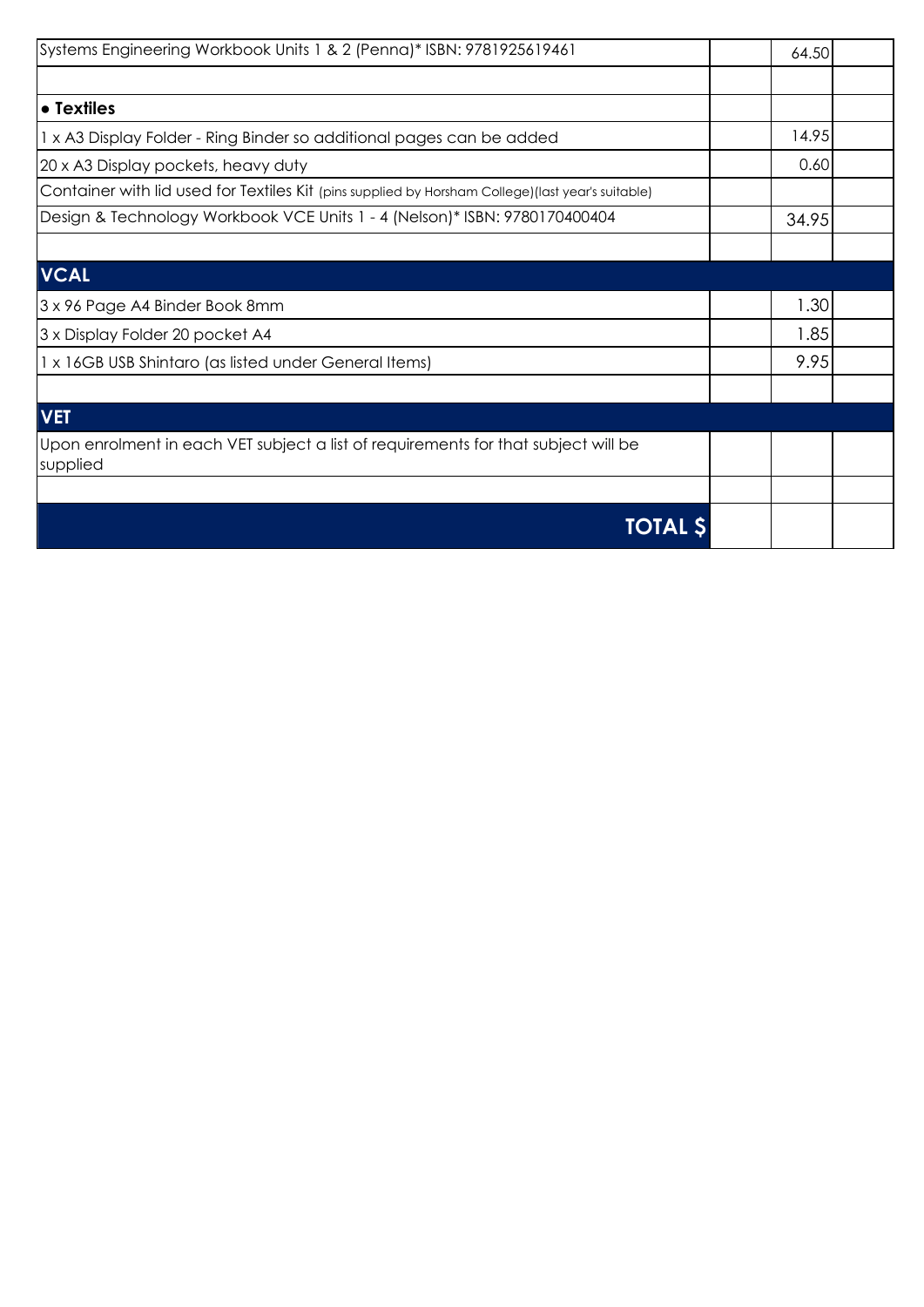| | | | |
|---|---|---|---|
| Systems Engineering Workbook Units 1 & 2 (Penna)* ISBN: 9781925619461 | | 64.50 | |
| | | | |
| **• Textiles** | | | |
| 1 x A3 Display Folder - Ring Binder so additional pages can be added | | 14.95 | |
| 20 x A3 Display pockets, heavy duty | | 0.60 | |
| Container with lid used for Textiles Kit (pins supplied by Horsham College)(last year's suitable) | | | |
| Design & Technology Workbook VCE Units 1 - 4 (Nelson)* ISBN: 9780170400404 | | 34.95 | |
| | | | |
| **VCAL** | | | |
| 3 x 96 Page A4 Binder Book 8mm | | 1.30 | |
| 3 x Display Folder 20 pocket A4 | | 1.85 | |
| 1 x 16GB USB Shintaro (as listed under General Items) | | 9.95 | |
| | | | |
| **VET** | | | |
| Upon enrolment in each VET subject a list of requirements for that subject will be supplied | | | |
| | | | |
| **TOTAL $** | | | |